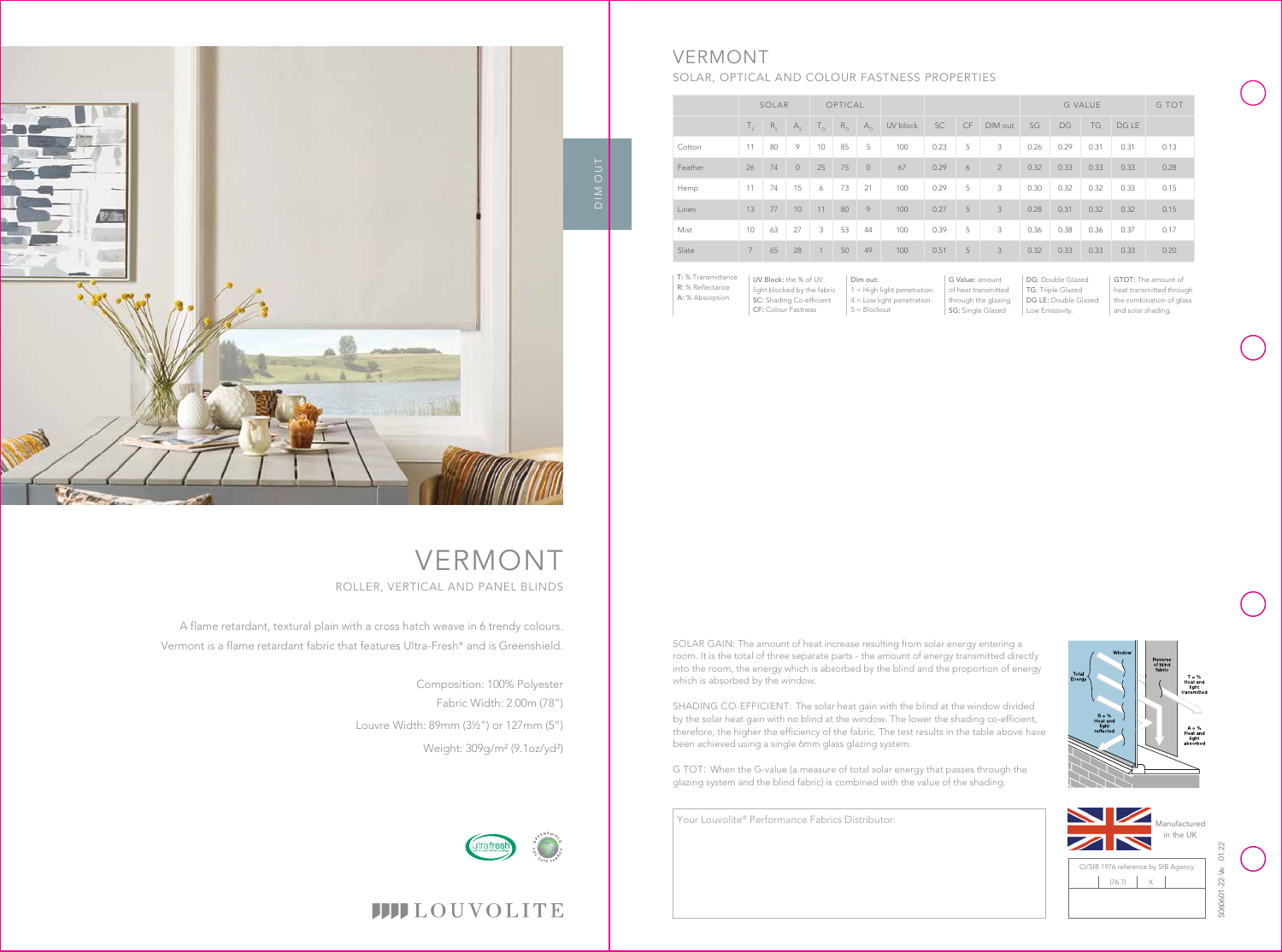DIM OUT

# VERMONT

ROLLER, VERTICAL AND PANEL BLINDS

A flame retardant, textural plain with a cross hatch weave in 6 trendy colours. Vermont is a flame retardant fabric that features Ultra-Fresh* and is Greenshield.

Composition: 100% Polyester
Fabric Width: 2.00m (78")
Louvre Width: 89mm (3½") or 127mm (5")
Weight: 309g/m² (9.1oz/yd²)

LOUVOLITE

# VERMONT

## SOLAR, OPTICAL AND COLOUR FASTNESS PROPERTIES

| | SOLAR | | | OPTICAL | | | | | | | G VALUE | | | | G TOT |
|---|---|---|---|---|---|---|---|---|---|---|---|---|---|---|---|
| | $T_S$ | $R_S$ | $A_S$ | $T_O$ | $R_O$ | $A_O$ | UV block | SC | CF | DIM out | SG | DG | TG | DG LE | |
| Cotton | 11 | 80 | 9 | 10 | 85 | 5 | 100 | 0.23 | 5 | 3 | 0.26 | 0.29 | 0.31 | 0.31 | 0.13 |
| Feather | 26 | 74 | 0 | 25 | 75 | 0 | 67 | 0.29 | 6 | 2 | 0.32 | 0.33 | 0.33 | 0.33 | 0.28 |
| Hemp | 11 | 74 | 15 | 6 | 73 | 21 | 100 | 0.29 | 5 | 3 | 0.30 | 0.32 | 0.32 | 0.33 | 0.15 |
| Linen | 13 | 77 | 10 | 11 | 80 | 9 | 100 | 0.27 | 5 | 3 | 0.28 | 0.31 | 0.32 | 0.32 | 0.15 |
| Mist | 10 | 63 | 27 | 3 | 53 | 44 | 100 | 0.39 | 5 | 3 | 0.36 | 0.38 | 0.36 | 0.37 | 0.17 |
| Slate | 7 | 65 | 28 | 1 | 50 | 49 | 100 | 0.51 | 5 | 3 | 0.32 | 0.33 | 0.33 | 0.33 | 0.20 |

**T:** % Transmittance
**R:** % Reflectance
**A:** % Absorption

**UV Block:** the % of UV light blocked by the fabric
**SC:** Shading Co-efficient
**CF:** Colour Fastness

**Dim out:**
1 = High light penetration
4 = Low light penetration
5 = Blockout

**G Value:** amount of heat transmitted through the glazing
**SG:** Single Glazed

**DG:** Double Glazed
**TG:** Triple Glazed
**DG LE:** Double Glazed Low Emissivity.

**GTOT:** The amount of heat transmitted through the combination of glass and solar shading.

SOLAR GAIN: The amount of heat increase resulting from solar energy entering a room. It is the total of three separate parts - the amount of energy transmitted directly into the room, the energy which is absorbed by the blind and the proportion of energy which is absorbed by the window.

SHADING CO-EFFICIENT: The solar heat gain with the blind at the window divided by the solar heat gain with no blind at the window. The lower the shading co-efficient, therefore, the higher the efficiency of the fabric. The test results in the table above have been achieved using a single 6mm glass glazing system.

G TOT: When the G-value (a measure of total solar energy that passes through the glazing system and the blind fabric) is combined with the value of the shading.

Window | Reverse of blind fabric | Total Energy | T = % Heat and light transmitted | R = % Heat and light reflected | A = % Heat and light absorbed

Your Louvolite® Performance Fabrics Distributor:

Manufactured in the UK

CI/SfB 1976 reference by SfB Agency

| (76.7) | X |
|---|---|

S060601-22-Ve 01.22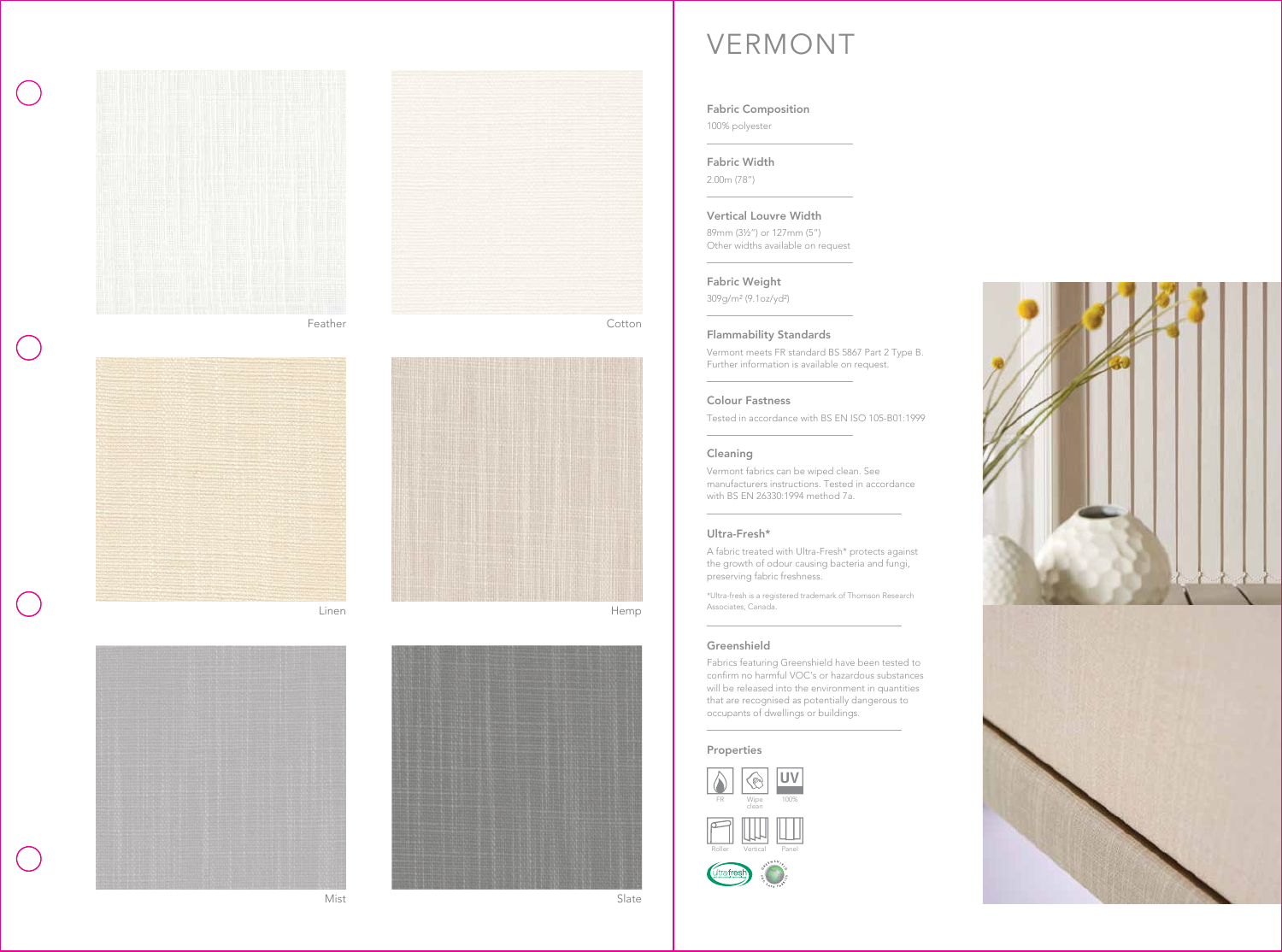Feather

Cotton

Linen

Hemp

Mist

Slate

# VERMONT

### Fabric Composition

100% polyester

### Fabric Width

2.00m (78")

### Vertical Louvre Width

89mm (3½") or 127mm (5")
Other widths available on request

### Fabric Weight

309g/m² (9.1oz/yd²)

### Flammability Standards

Vermont meets FR standard BS 5867 Part 2 Type B. Further information is available on request.

### Colour Fastness

Tested in accordance with BS EN ISO 105-B01:1999

### Cleaning

Vermont fabrics can be wiped clean. See manufacturers instructions. Tested in accordance with BS EN 26330:1994 method 7a.

### Ultra-Fresh*

A fabric treated with Ultra-Fresh* protects against the growth of odour causing bacteria and fungi, preserving fabric freshness.

*Ultra-fresh is a registered trademark of Thomson Research Associates, Canada.

### Greenshield

Fabrics featuring Greenshield have been tested to confirm no harmful VOC's or hazardous substances will be released into the environment in quantities that are recognised as potentially dangerous to occupants of dwellings or buildings.

### Properties

FR
Wipe clean
UV 100%
Roller
Vertical
Panel